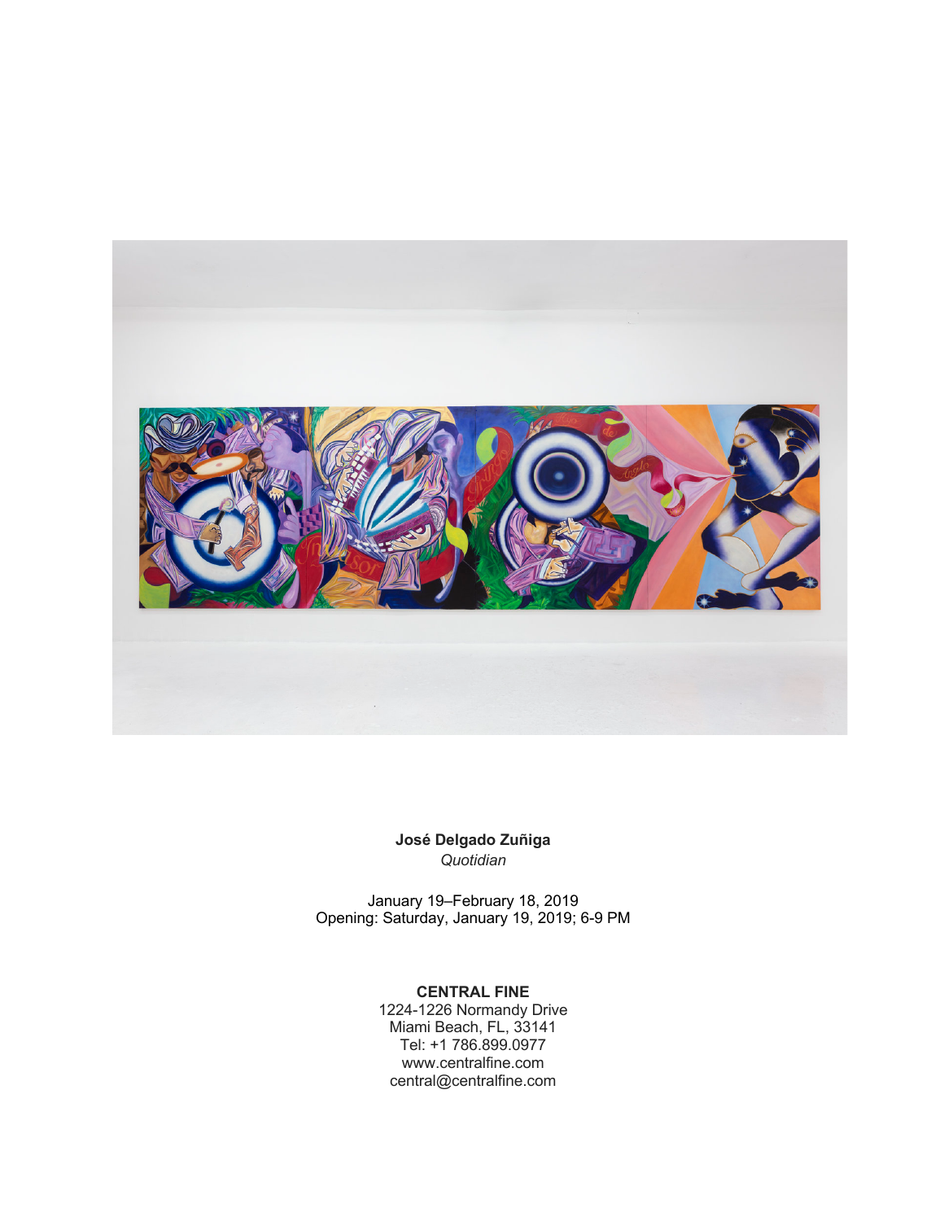**José Delgado Zuñiga**
*Quotidian*

January 19–February 18, 2019
Opening: Saturday, January 19, 2019; 6-9 PM

**CENTRAL FINE**
1224-1226 Normandy Drive
Miami Beach, FL, 33141
Tel: +1 786.899.0977
www.centralfine.com
central@centralfine.com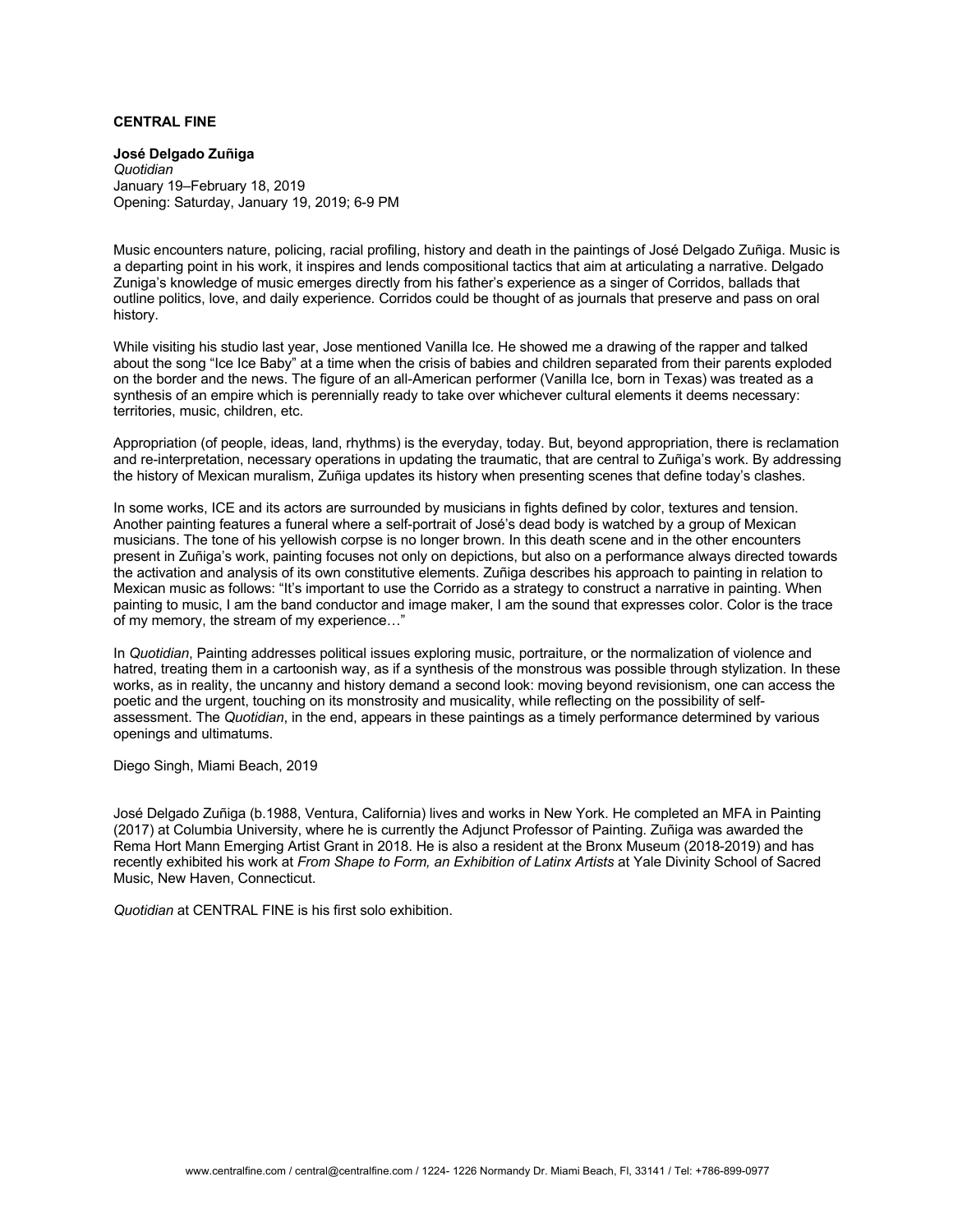**CENTRAL FINE**

**José Delgado Zuñiga**
*Quotidian*
January 19–February 18, 2019
Opening: Saturday, January 19, 2019; 6-9 PM

Music encounters nature, policing, racial profiling, history and death in the paintings of José Delgado Zuñiga. Music is a departing point in his work, it inspires and lends compositional tactics that aim at articulating a narrative. Delgado Zuniga's knowledge of music emerges directly from his father's experience as a singer of Corridos, ballads that outline politics, love, and daily experience. Corridos could be thought of as journals that preserve and pass on oral history.

While visiting his studio last year, Jose mentioned Vanilla Ice. He showed me a drawing of the rapper and talked about the song "Ice Ice Baby" at a time when the crisis of babies and children separated from their parents exploded on the border and the news. The figure of an all-American performer (Vanilla Ice, born in Texas) was treated as a synthesis of an empire which is perennially ready to take over whichever cultural elements it deems necessary: territories, music, children, etc.

Appropriation (of people, ideas, land, rhythms) is the everyday, today. But, beyond appropriation, there is reclamation and re-interpretation, necessary operations in updating the traumatic, that are central to Zuñiga's work. By addressing the history of Mexican muralism, Zuñiga updates its history when presenting scenes that define today's clashes.

In some works, ICE and its actors are surrounded by musicians in fights defined by color, textures and tension. Another painting features a funeral where a self-portrait of José's dead body is watched by a group of Mexican musicians. The tone of his yellowish corpse is no longer brown. In this death scene and in the other encounters present in Zuñiga's work, painting focuses not only on depictions, but also on a performance always directed towards the activation and analysis of its own constitutive elements. Zuñiga describes his approach to painting in relation to Mexican music as follows: "It's important to use the Corrido as a strategy to construct a narrative in painting. When painting to music, I am the band conductor and image maker, I am the sound that expresses color. Color is the trace of my memory, the stream of my experience…"

In *Quotidian*, Painting addresses political issues exploring music, portraiture, or the normalization of violence and hatred, treating them in a cartoonish way, as if a synthesis of the monstrous was possible through stylization. In these works, as in reality, the uncanny and history demand a second look: moving beyond revisionism, one can access the poetic and the urgent, touching on its monstrosity and musicality, while reflecting on the possibility of self-assessment. The *Quotidian*, in the end, appears in these paintings as a timely performance determined by various openings and ultimatums.

Diego Singh, Miami Beach, 2019

José Delgado Zuñiga (b.1988, Ventura, California) lives and works in New York. He completed an MFA in Painting (2017) at Columbia University, where he is currently the Adjunct Professor of Painting. Zuñiga was awarded the Rema Hort Mann Emerging Artist Grant in 2018. He is also a resident at the Bronx Museum (2018-2019) and has recently exhibited his work at *From Shape to Form, an Exhibition of Latinx Artists* at Yale Divinity School of Sacred Music, New Haven, Connecticut.

*Quotidian* at CENTRAL FINE is his first solo exhibition.

www.centralfine.com / central@centralfine.com / 1224- 1226 Normandy Dr. Miami Beach, Fl, 33141 / Tel: +786-899-0977